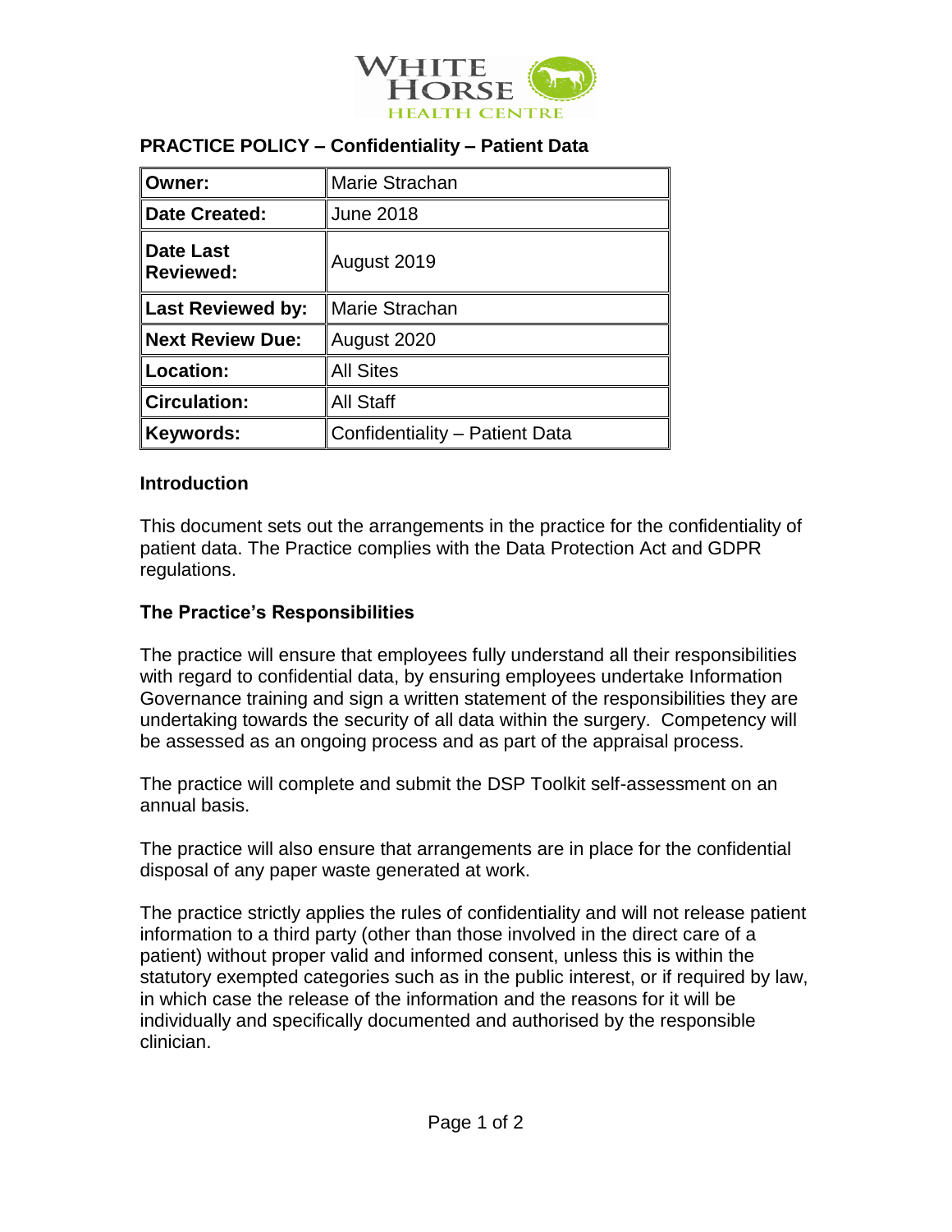# PRACTICE POLICY – Confidentiality – Patient Data

| | |
|---|---|
| **Owner:** | Marie Strachan |
| **Date Created:** | June 2018 |
| **Date Last Reviewed:** | August 2019 |
| **Last Reviewed by:** | Marie Strachan |
| **Next Review Due:** | August 2020 |
| **Location:** | All Sites |
| **Circulation:** | All Staff |
| **Keywords:** | Confidentiality – Patient Data |

## Introduction

This document sets out the arrangements in the practice for the confidentiality of patient data. The Practice complies with the Data Protection Act and GDPR regulations.

## The Practice's Responsibilities

The practice will ensure that employees fully understand all their responsibilities with regard to confidential data, by ensuring employees undertake Information Governance training and sign a written statement of the responsibilities they are undertaking towards the security of all data within the surgery. Competency will be assessed as an ongoing process and as part of the appraisal process.

The practice will complete and submit the DSP Toolkit self-assessment on an annual basis.

The practice will also ensure that arrangements are in place for the confidential disposal of any paper waste generated at work.

The practice strictly applies the rules of confidentiality and will not release patient information to a third party (other than those involved in the direct care of a patient) without proper valid and informed consent, unless this is within the statutory exempted categories such as in the public interest, or if required by law, in which case the release of the information and the reasons for it will be individually and specifically documented and authorised by the responsible clinician.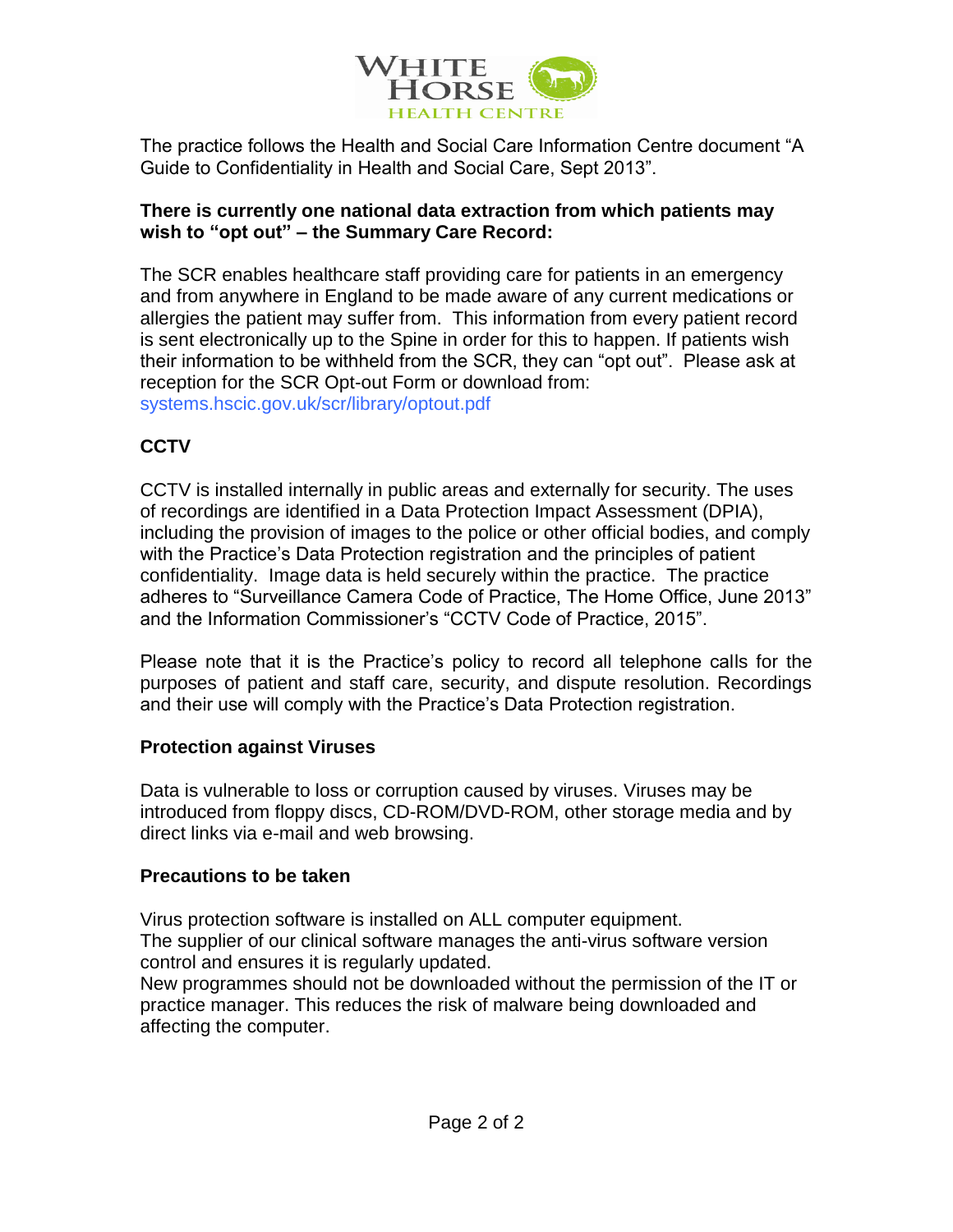The practice follows the Health and Social Care Information Centre document "A Guide to Confidentiality in Health and Social Care, Sept 2013".

**There is currently one national data extraction from which patients may wish to "opt out" – the Summary Care Record:**

The SCR enables healthcare staff providing care for patients in an emergency and from anywhere in England to be made aware of any current medications or allergies the patient may suffer from. This information from every patient record is sent electronically up to the Spine in order for this to happen. If patients wish their information to be withheld from the SCR, they can "opt out". Please ask at reception for the SCR Opt-out Form or download from: systems.hscic.gov.uk/scr/library/optout.pdf

**CCTV**

CCTV is installed internally in public areas and externally for security. The uses of recordings are identified in a Data Protection Impact Assessment (DPIA), including the provision of images to the police or other official bodies, and comply with the Practice's Data Protection registration and the principles of patient confidentiality. Image data is held securely within the practice. The practice adheres to "Surveillance Camera Code of Practice, The Home Office, June 2013" and the Information Commissioner's "CCTV Code of Practice, 2015".

Please note that it is the Practice's policy to record all telephone calls for the purposes of patient and staff care, security, and dispute resolution. Recordings and their use will comply with the Practice's Data Protection registration.

**Protection against Viruses**

Data is vulnerable to loss or corruption caused by viruses. Viruses may be introduced from floppy discs, CD-ROM/DVD-ROM, other storage media and by direct links via e-mail and web browsing.

**Precautions to be taken**

Virus protection software is installed on ALL computer equipment.
The supplier of our clinical software manages the anti-virus software version control and ensures it is regularly updated.
New programmes should not be downloaded without the permission of the IT or practice manager. This reduces the risk of malware being downloaded and affecting the computer.